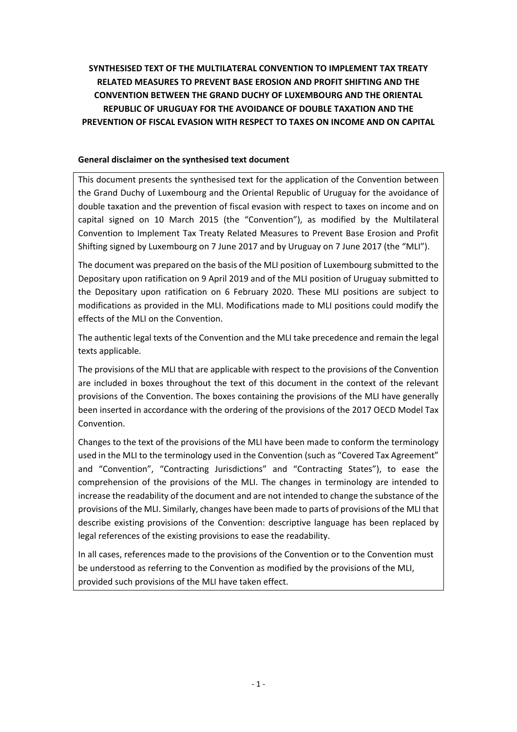**SYNTHESISED TEXT OF THE MULTILATERAL CONVENTION TO IMPLEMENT TAX TREATY RELATED MEASURES TO PREVENT BASE EROSION AND PROFIT SHIFTING AND THE CONVENTION BETWEEN THE GRAND DUCHY OF LUXEMBOURG AND THE ORIENTAL REPUBLIC OF URUGUAY FOR THE AVOIDANCE OF DOUBLE TAXATION AND THE PREVENTION OF FISCAL EVASION WITH RESPECT TO TAXES ON INCOME AND ON CAPITAL**

**General disclaimer on the synthesised text document**

This document presents the synthesised text for the application of the Convention between the Grand Duchy of Luxembourg and the Oriental Republic of Uruguay for the avoidance of double taxation and the prevention of fiscal evasion with respect to taxes on income and on capital signed on 10 March 2015 (the "Convention"), as modified by the Multilateral Convention to Implement Tax Treaty Related Measures to Prevent Base Erosion and Profit Shifting signed by Luxembourg on 7 June 2017 and by Uruguay on 7 June 2017 (the "MLI").

The document was prepared on the basis of the MLI position of Luxembourg submitted to the Depositary upon ratification on 9 April 2019 and of the MLI position of Uruguay submitted to the Depositary upon ratification on 6 February 2020. These MLI positions are subject to modifications as provided in the MLI. Modifications made to MLI positions could modify the effects of the MLI on the Convention.

The authentic legal texts of the Convention and the MLI take precedence and remain the legal texts applicable.

The provisions of the MLI that are applicable with respect to the provisions of the Convention are included in boxes throughout the text of this document in the context of the relevant provisions of the Convention. The boxes containing the provisions of the MLI have generally been inserted in accordance with the ordering of the provisions of the 2017 OECD Model Tax Convention.

Changes to the text of the provisions of the MLI have been made to conform the terminology used in the MLI to the terminology used in the Convention (such as "Covered Tax Agreement" and "Convention", "Contracting Jurisdictions" and "Contracting States"), to ease the comprehension of the provisions of the MLI. The changes in terminology are intended to increase the readability of the document and are not intended to change the substance of the provisions of the MLI. Similarly, changes have been made to parts of provisions of the MLI that describe existing provisions of the Convention: descriptive language has been replaced by legal references of the existing provisions to ease the readability.

In all cases, references made to the provisions of the Convention or to the Convention must be understood as referring to the Convention as modified by the provisions of the MLI, provided such provisions of the MLI have taken effect.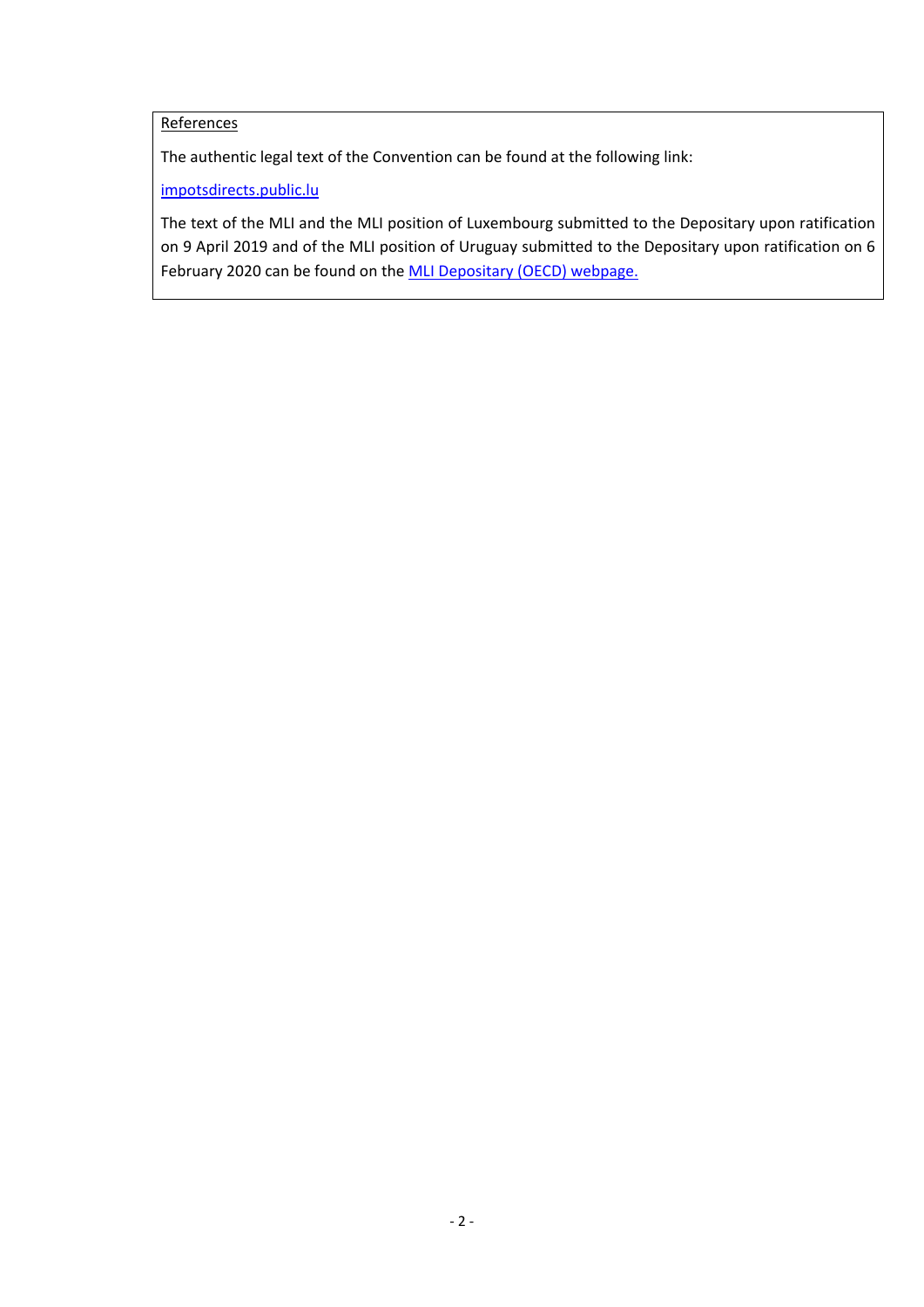References

The authentic legal text of the Convention can be found at the following link:

[impotsdirects.public.lu](impotsdirects.public.lu)

The text of the MLI and the MLI position of Luxembourg submitted to the Depositary upon ratification on 9 April 2019 and of the MLI position of Uruguay submitted to the Depositary upon ratification on 6 February 2020 can be found on the MLI Depositary (OECD) webpage.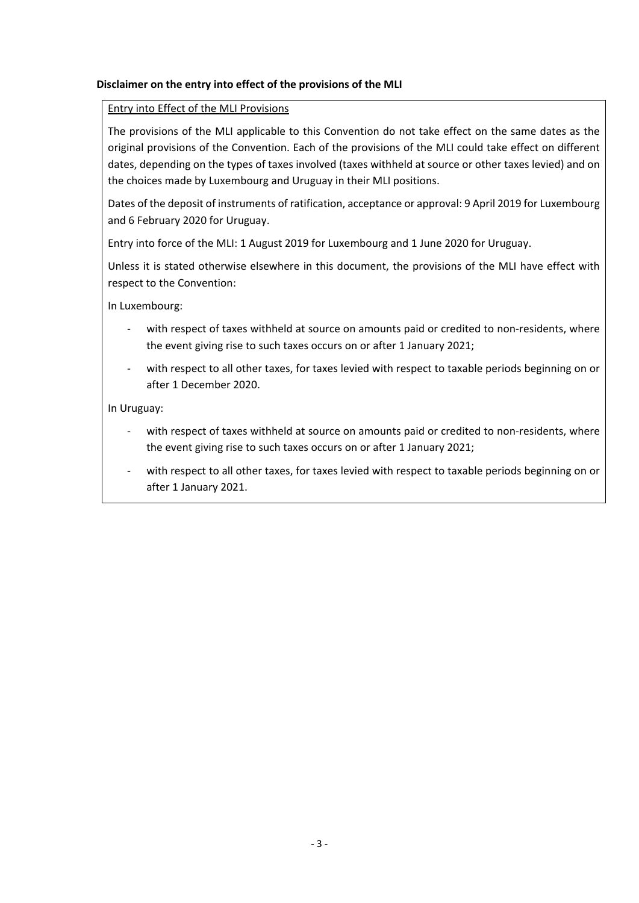**Disclaimer on the entry into effect of the provisions of the MLI**

Entry into Effect of the MLI Provisions

The provisions of the MLI applicable to this Convention do not take effect on the same dates as the original provisions of the Convention. Each of the provisions of the MLI could take effect on different dates, depending on the types of taxes involved (taxes withheld at source or other taxes levied) and on the choices made by Luxembourg and Uruguay in their MLI positions.

Dates of the deposit of instruments of ratification, acceptance or approval: 9 April 2019 for Luxembourg and 6 February 2020 for Uruguay.

Entry into force of the MLI: 1 August 2019 for Luxembourg and 1 June 2020 for Uruguay.

Unless it is stated otherwise elsewhere in this document, the provisions of the MLI have effect with respect to the Convention:

In Luxembourg:

- with respect of taxes withheld at source on amounts paid or credited to non-residents, where the event giving rise to such taxes occurs on or after 1 January 2021;
- with respect to all other taxes, for taxes levied with respect to taxable periods beginning on or after 1 December 2020.

In Uruguay:

- with respect of taxes withheld at source on amounts paid or credited to non-residents, where the event giving rise to such taxes occurs on or after 1 January 2021;
- with respect to all other taxes, for taxes levied with respect to taxable periods beginning on or after 1 January 2021.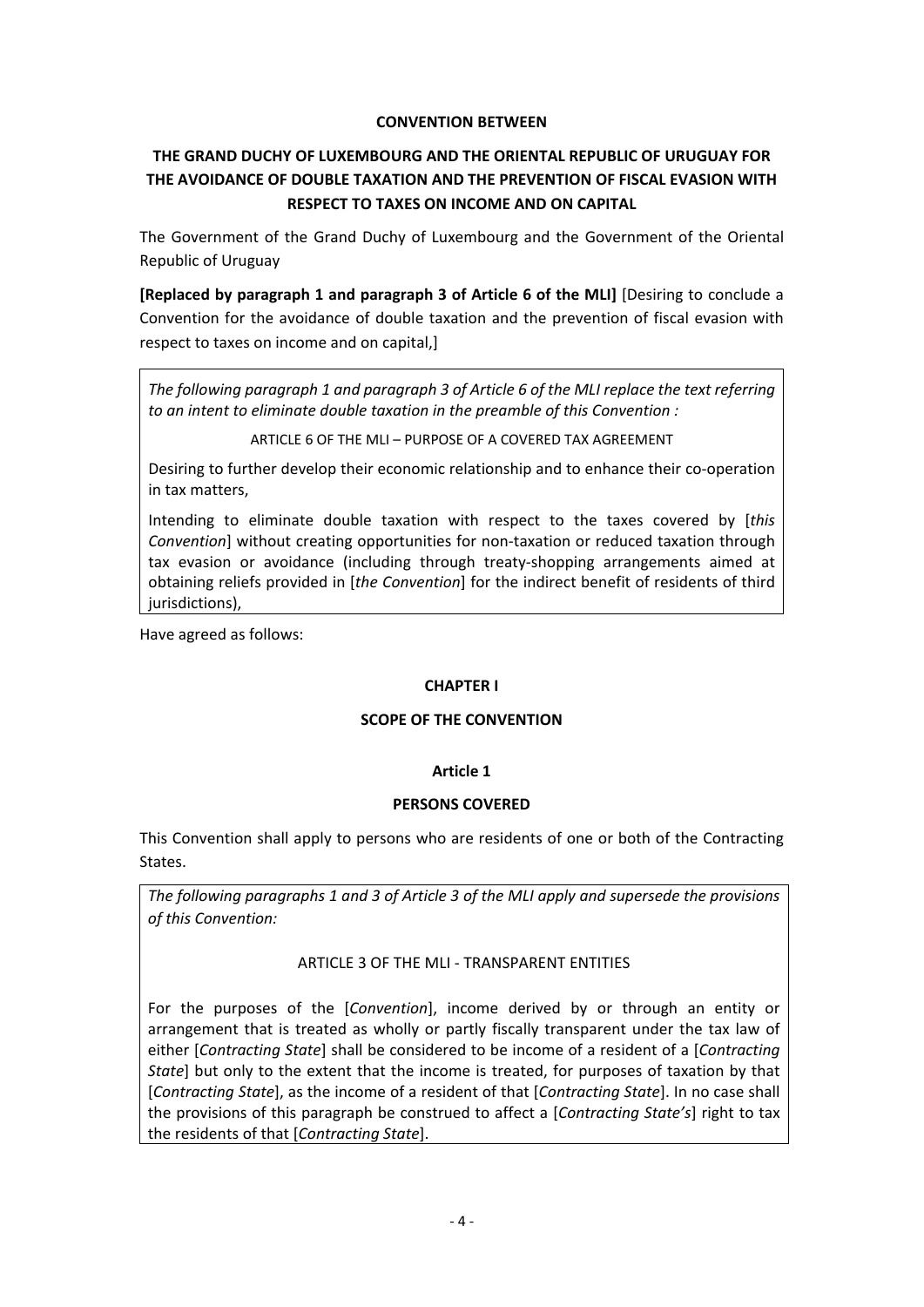**CONVENTION BETWEEN**

**THE GRAND DUCHY OF LUXEMBOURG AND THE ORIENTAL REPUBLIC OF URUGUAY FOR THE AVOIDANCE OF DOUBLE TAXATION AND THE PREVENTION OF FISCAL EVASION WITH RESPECT TO TAXES ON INCOME AND ON CAPITAL**

The Government of the Grand Duchy of Luxembourg and the Government of the Oriental Republic of Uruguay

**[Replaced by paragraph 1 and paragraph 3 of Article 6 of the MLI]** [Desiring to conclude a Convention for the avoidance of double taxation and the prevention of fiscal evasion with respect to taxes on income and on capital,]

> *The following paragraph 1 and paragraph 3 of Article 6 of the MLI replace the text referring to an intent to eliminate double taxation in the preamble of this Convention :*
>
> ARTICLE 6 OF THE MLI – PURPOSE OF A COVERED TAX AGREEMENT
>
> Desiring to further develop their economic relationship and to enhance their co-operation in tax matters,
>
> Intending to eliminate double taxation with respect to the taxes covered by [*this Convention*] without creating opportunities for non-taxation or reduced taxation through tax evasion or avoidance (including through treaty-shopping arrangements aimed at obtaining reliefs provided in [*the Convention*] for the indirect benefit of residents of third jurisdictions),

Have agreed as follows:

## CHAPTER I

## SCOPE OF THE CONVENTION

### Article 1

### PERSONS COVERED

This Convention shall apply to persons who are residents of one or both of the Contracting States.

> *The following paragraphs 1 and 3 of Article 3 of the MLI apply and supersede the provisions of this Convention:*
>
> ARTICLE 3 OF THE MLI - TRANSPARENT ENTITIES
>
> For the purposes of the [*Convention*], income derived by or through an entity or arrangement that is treated as wholly or partly fiscally transparent under the tax law of either [*Contracting State*] shall be considered to be income of a resident of a [*Contracting State*] but only to the extent that the income is treated, for purposes of taxation by that [*Contracting State*], as the income of a resident of that [*Contracting State*]. In no case shall the provisions of this paragraph be construed to affect a [*Contracting State's*] right to tax the residents of that [*Contracting State*].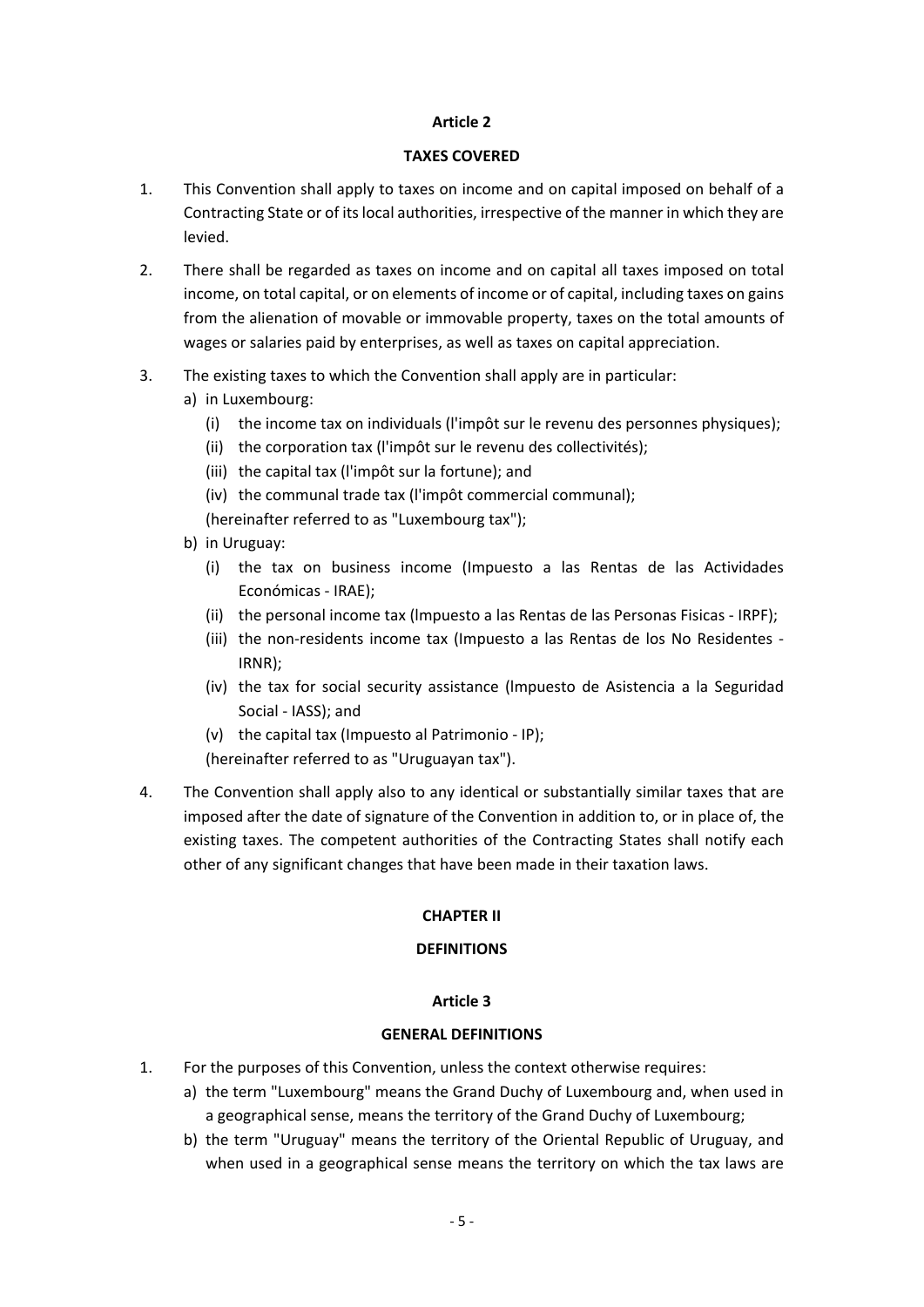## Article 2

## TAXES COVERED

1. This Convention shall apply to taxes on income and on capital imposed on behalf of a Contracting State or of its local authorities, irrespective of the manner in which they are levied.

2. There shall be regarded as taxes on income and on capital all taxes imposed on total income, on total capital, or on elements of income or of capital, including taxes on gains from the alienation of movable or immovable property, taxes on the total amounts of wages or salaries paid by enterprises, as well as taxes on capital appreciation.

3. The existing taxes to which the Convention shall apply are in particular:
   a) in Luxembourg:
      (i) the income tax on individuals (l'impôt sur le revenu des personnes physiques);
      (ii) the corporation tax (l'impôt sur le revenu des collectivités);
      (iii) the capital tax (l'impôt sur la fortune); and
      (iv) the communal trade tax (l'impôt commercial communal);
      (hereinafter referred to as "Luxembourg tax");
   b) in Uruguay:
      (i) the tax on business income (Impuesto a las Rentas de las Actividades Económicas - IRAE);
      (ii) the personal income tax (lmpuesto a las Rentas de las Personas Fisicas - IRPF);
      (iii) the non-residents income tax (Impuesto a las Rentas de los No Residentes - IRNR);
      (iv) the tax for social security assistance (lmpuesto de Asistencia a la Seguridad Social - IASS); and
      (v) the capital tax (Impuesto al Patrimonio - IP);
      (hereinafter referred to as "Uruguayan tax").

4. The Convention shall apply also to any identical or substantially similar taxes that are imposed after the date of signature of the Convention in addition to, or in place of, the existing taxes. The competent authorities of the Contracting States shall notify each other of any significant changes that have been made in their taxation laws.

# CHAPTER II

# DEFINITIONS

## Article 3

## GENERAL DEFINITIONS

1. For the purposes of this Convention, unless the context otherwise requires:
   a) the term "Luxembourg" means the Grand Duchy of Luxembourg and, when used in a geographical sense, means the territory of the Grand Duchy of Luxembourg;
   b) the term "Uruguay" means the territory of the Oriental Republic of Uruguay, and when used in a geographical sense means the territory on which the tax laws are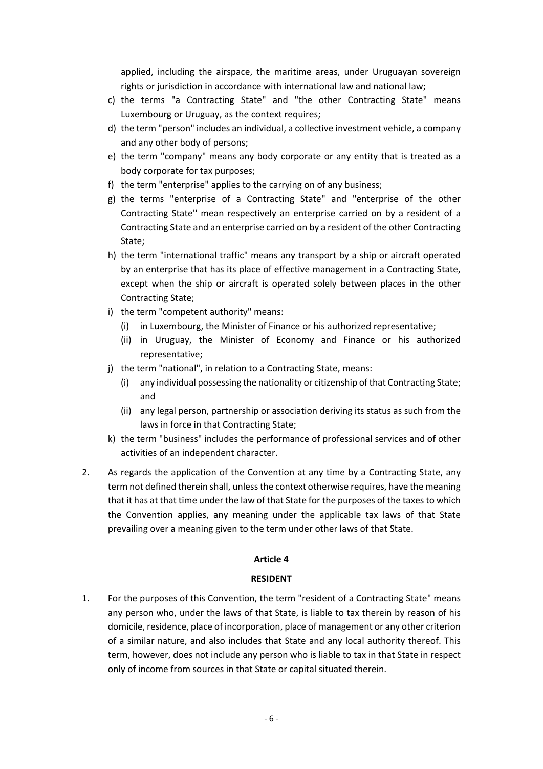applied, including the airspace, the maritime areas, under Uruguayan sovereign rights or jurisdiction in accordance with international law and national law;

c) the terms "a Contracting State" and "the other Contracting State" means Luxembourg or Uruguay, as the context requires;

d) the term "person" includes an individual, a collective investment vehicle, a company and any other body of persons;

e) the term "company" means any body corporate or any entity that is treated as a body corporate for tax purposes;

f) the term "enterprise" applies to the carrying on of any business;

g) the terms "enterprise of a Contracting State" and "enterprise of the other Contracting State'' mean respectively an enterprise carried on by a resident of a Contracting State and an enterprise carried on by a resident of the other Contracting State;

h) the term "international traffic" means any transport by a ship or aircraft operated by an enterprise that has its place of effective management in a Contracting State, except when the ship or aircraft is operated solely between places in the other Contracting State;

i) the term "competent authority" means:
   - (i) in Luxembourg, the Minister of Finance or his authorized representative;
   - (ii) in Uruguay, the Minister of Economy and Finance or his authorized representative;

j) the term "national", in relation to a Contracting State, means:
   - (i) any individual possessing the nationality or citizenship of that Contracting State; and
   - (ii) any legal person, partnership or association deriving its status as such from the laws in force in that Contracting State;

k) the term "business" includes the performance of professional services and of other activities of an independent character.

2. As regards the application of the Convention at any time by a Contracting State, any term not defined therein shall, unless the context otherwise requires, have the meaning that it has at that time under the law of that State for the purposes of the taxes to which the Convention applies, any meaning under the applicable tax laws of that State prevailing over a meaning given to the term under other laws of that State.

**Article 4**

**RESIDENT**

1. For the purposes of this Convention, the term "resident of a Contracting State" means any person who, under the laws of that State, is liable to tax therein by reason of his domicile, residence, place of incorporation, place of management or any other criterion of a similar nature, and also includes that State and any local authority thereof. This term, however, does not include any person who is liable to tax in that State in respect only of income from sources in that State or capital situated therein.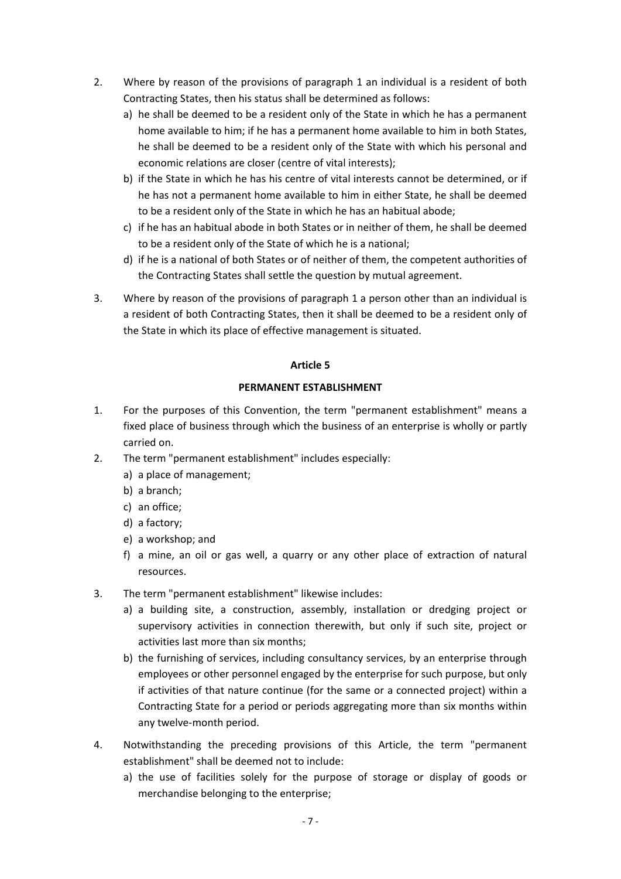2. Where by reason of the provisions of paragraph 1 an individual is a resident of both Contracting States, then his status shall be determined as follows:
   a) he shall be deemed to be a resident only of the State in which he has a permanent home available to him; if he has a permanent home available to him in both States, he shall be deemed to be a resident only of the State with which his personal and economic relations are closer (centre of vital interests);
   b) if the State in which he has his centre of vital interests cannot be determined, or if he has not a permanent home available to him in either State, he shall be deemed to be a resident only of the State in which he has an habitual abode;
   c) if he has an habitual abode in both States or in neither of them, he shall be deemed to be a resident only of the State of which he is a national;
   d) if he is a national of both States or of neither of them, the competent authorities of the Contracting States shall settle the question by mutual agreement.
3. Where by reason of the provisions of paragraph 1 a person other than an individual is a resident of both Contracting States, then it shall be deemed to be a resident only of the State in which its place of effective management is situated.

## Article 5

## PERMANENT ESTABLISHMENT

1. For the purposes of this Convention, the term "permanent establishment" means a fixed place of business through which the business of an enterprise is wholly or partly carried on.
2. The term "permanent establishment" includes especially:
   a) a place of management;
   b) a branch;
   c) an office;
   d) a factory;
   e) a workshop; and
   f) a mine, an oil or gas well, a quarry or any other place of extraction of natural resources.
3. The term "permanent establishment" likewise includes:
   a) a building site, a construction, assembly, installation or dredging project or supervisory activities in connection therewith, but only if such site, project or activities last more than six months;
   b) the furnishing of services, including consultancy services, by an enterprise through employees or other personnel engaged by the enterprise for such purpose, but only if activities of that nature continue (for the same or a connected project) within a Contracting State for a period or periods aggregating more than six months within any twelve-month period.
4. Notwithstanding the preceding provisions of this Article, the term "permanent establishment" shall be deemed not to include:
   a) the use of facilities solely for the purpose of storage or display of goods or merchandise belonging to the enterprise;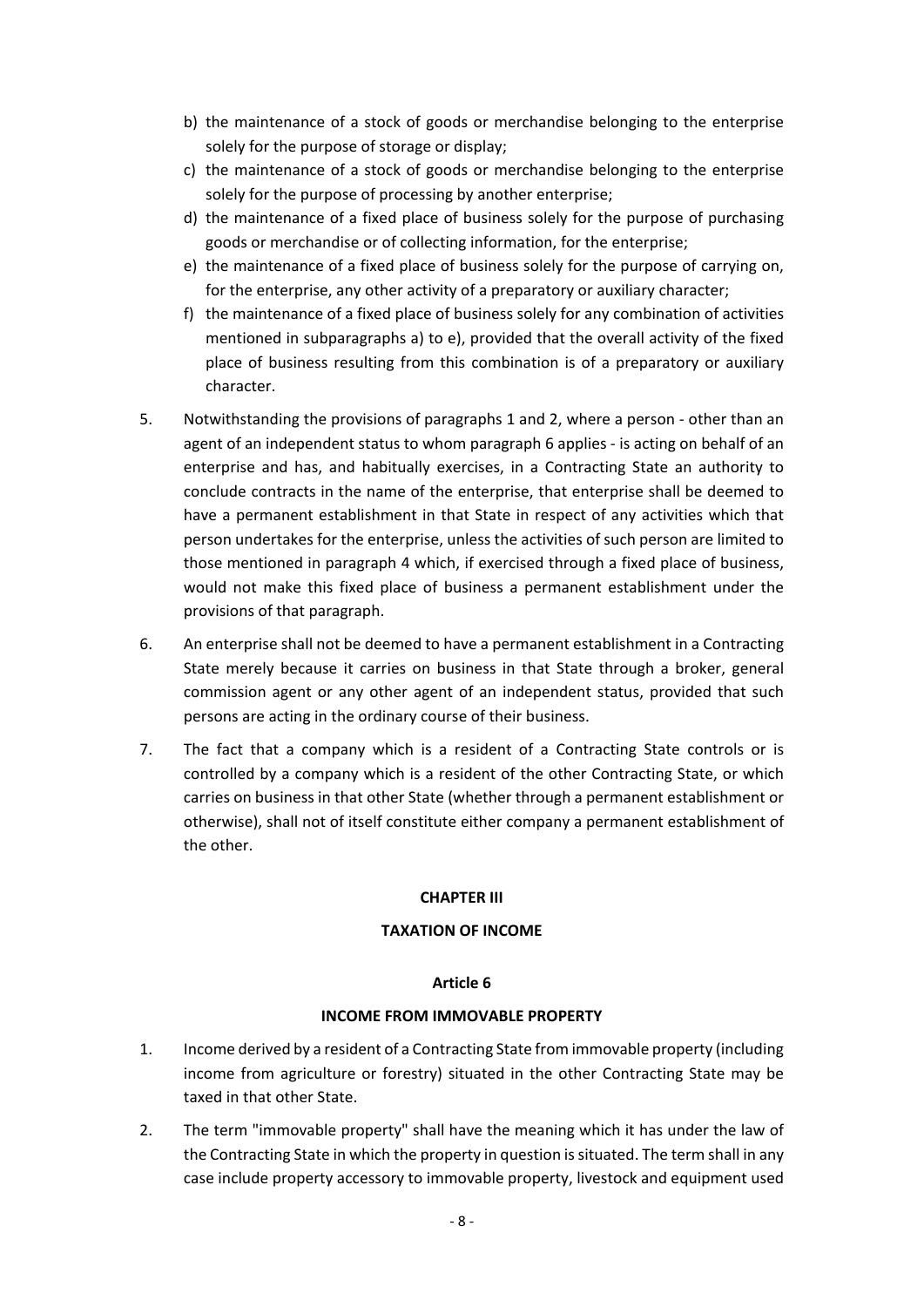b) the maintenance of a stock of goods or merchandise belonging to the enterprise solely for the purpose of storage or display;

c) the maintenance of a stock of goods or merchandise belonging to the enterprise solely for the purpose of processing by another enterprise;

d) the maintenance of a fixed place of business solely for the purpose of purchasing goods or merchandise or of collecting information, for the enterprise;

e) the maintenance of a fixed place of business solely for the purpose of carrying on, for the enterprise, any other activity of a preparatory or auxiliary character;

f) the maintenance of a fixed place of business solely for any combination of activities mentioned in subparagraphs a) to e), provided that the overall activity of the fixed place of business resulting from this combination is of a preparatory or auxiliary character.

5. Notwithstanding the provisions of paragraphs 1 and 2, where a person - other than an agent of an independent status to whom paragraph 6 applies - is acting on behalf of an enterprise and has, and habitually exercises, in a Contracting State an authority to conclude contracts in the name of the enterprise, that enterprise shall be deemed to have a permanent establishment in that State in respect of any activities which that person undertakes for the enterprise, unless the activities of such person are limited to those mentioned in paragraph 4 which, if exercised through a fixed place of business, would not make this fixed place of business a permanent establishment under the provisions of that paragraph.

6. An enterprise shall not be deemed to have a permanent establishment in a Contracting State merely because it carries on business in that State through a broker, general commission agent or any other agent of an independent status, provided that such persons are acting in the ordinary course of their business.

7. The fact that a company which is a resident of a Contracting State controls or is controlled by a company which is a resident of the other Contracting State, or which carries on business in that other State (whether through a permanent establishment or otherwise), shall not of itself constitute either company a permanent establishment of the other.

## CHAPTER III

## TAXATION OF INCOME

### Article 6

### INCOME FROM IMMOVABLE PROPERTY

1. Income derived by a resident of a Contracting State from immovable property (including income from agriculture or forestry) situated in the other Contracting State may be taxed in that other State.

2. The term "immovable property" shall have the meaning which it has under the law of the Contracting State in which the property in question is situated. The term shall in any case include property accessory to immovable property, livestock and equipment used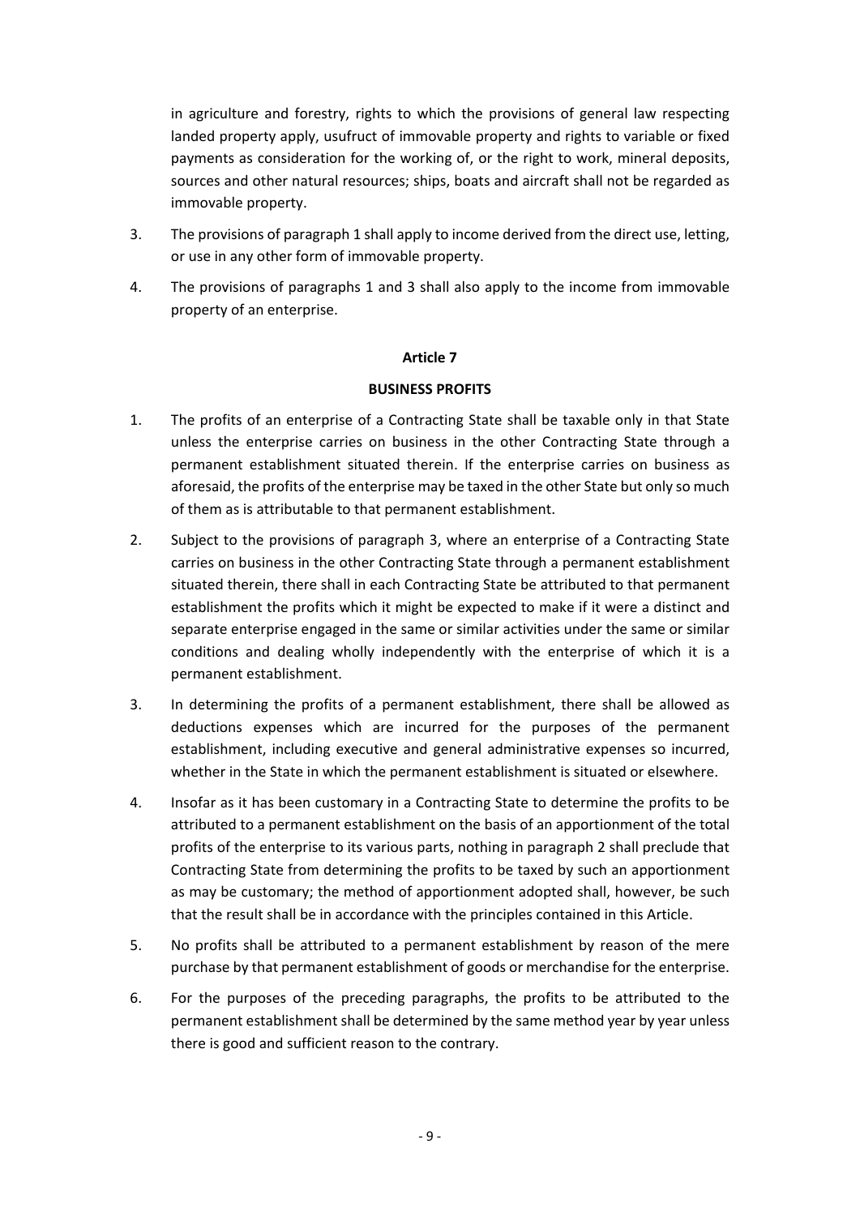in agriculture and forestry, rights to which the provisions of general law respecting landed property apply, usufruct of immovable property and rights to variable or fixed payments as consideration for the working of, or the right to work, mineral deposits, sources and other natural resources; ships, boats and aircraft shall not be regarded as immovable property.

3. The provisions of paragraph 1 shall apply to income derived from the direct use, letting, or use in any other form of immovable property.

4. The provisions of paragraphs 1 and 3 shall also apply to the income from immovable property of an enterprise.

**Article 7**

**BUSINESS PROFITS**

1. The profits of an enterprise of a Contracting State shall be taxable only in that State unless the enterprise carries on business in the other Contracting State through a permanent establishment situated therein. If the enterprise carries on business as aforesaid, the profits of the enterprise may be taxed in the other State but only so much of them as is attributable to that permanent establishment.

2. Subject to the provisions of paragraph 3, where an enterprise of a Contracting State carries on business in the other Contracting State through a permanent establishment situated therein, there shall in each Contracting State be attributed to that permanent establishment the profits which it might be expected to make if it were a distinct and separate enterprise engaged in the same or similar activities under the same or similar conditions and dealing wholly independently with the enterprise of which it is a permanent establishment.

3. In determining the profits of a permanent establishment, there shall be allowed as deductions expenses which are incurred for the purposes of the permanent establishment, including executive and general administrative expenses so incurred, whether in the State in which the permanent establishment is situated or elsewhere.

4. Insofar as it has been customary in a Contracting State to determine the profits to be attributed to a permanent establishment on the basis of an apportionment of the total profits of the enterprise to its various parts, nothing in paragraph 2 shall preclude that Contracting State from determining the profits to be taxed by such an apportionment as may be customary; the method of apportionment adopted shall, however, be such that the result shall be in accordance with the principles contained in this Article.

5. No profits shall be attributed to a permanent establishment by reason of the mere purchase by that permanent establishment of goods or merchandise for the enterprise.

6. For the purposes of the preceding paragraphs, the profits to be attributed to the permanent establishment shall be determined by the same method year by year unless there is good and sufficient reason to the contrary.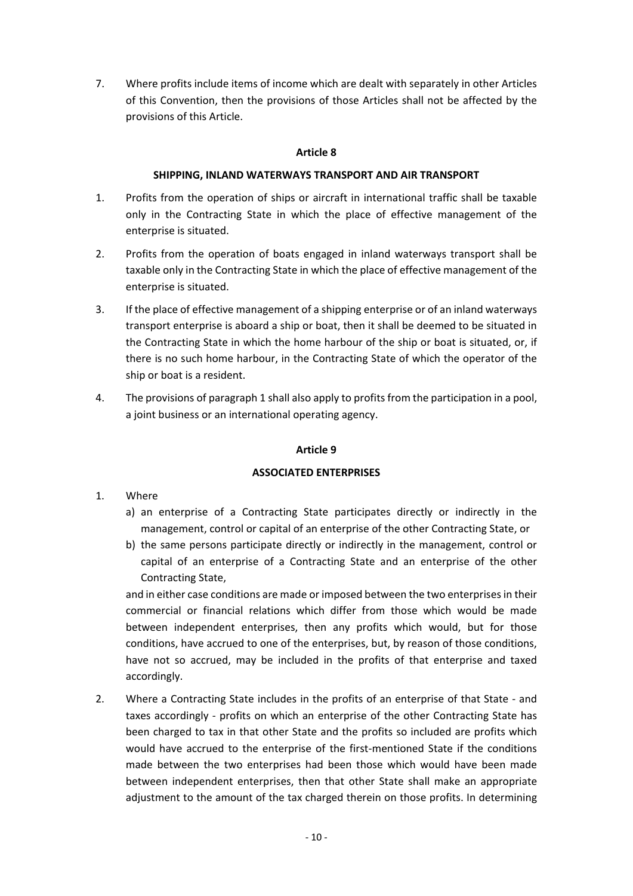7. Where profits include items of income which are dealt with separately in other Articles of this Convention, then the provisions of those Articles shall not be affected by the provisions of this Article.

## Article 8

### SHIPPING, INLAND WATERWAYS TRANSPORT AND AIR TRANSPORT

1. Profits from the operation of ships or aircraft in international traffic shall be taxable only in the Contracting State in which the place of effective management of the enterprise is situated.

2. Profits from the operation of boats engaged in inland waterways transport shall be taxable only in the Contracting State in which the place of effective management of the enterprise is situated.

3. If the place of effective management of a shipping enterprise or of an inland waterways transport enterprise is aboard a ship or boat, then it shall be deemed to be situated in the Contracting State in which the home harbour of the ship or boat is situated, or, if there is no such home harbour, in the Contracting State of which the operator of the ship or boat is a resident.

4. The provisions of paragraph 1 shall also apply to profits from the participation in a pool, a joint business or an international operating agency.

## Article 9

### ASSOCIATED ENTERPRISES

1. Where
   a) an enterprise of a Contracting State participates directly or indirectly in the management, control or capital of an enterprise of the other Contracting State, or
   b) the same persons participate directly or indirectly in the management, control or capital of an enterprise of a Contracting State and an enterprise of the other Contracting State,

   and in either case conditions are made or imposed between the two enterprises in their commercial or financial relations which differ from those which would be made between independent enterprises, then any profits which would, but for those conditions, have accrued to one of the enterprises, but, by reason of those conditions, have not so accrued, may be included in the profits of that enterprise and taxed accordingly.

2. Where a Contracting State includes in the profits of an enterprise of that State - and taxes accordingly - profits on which an enterprise of the other Contracting State has been charged to tax in that other State and the profits so included are profits which would have accrued to the enterprise of the first-mentioned State if the conditions made between the two enterprises had been those which would have been made between independent enterprises, then that other State shall make an appropriate adjustment to the amount of the tax charged therein on those profits. In determining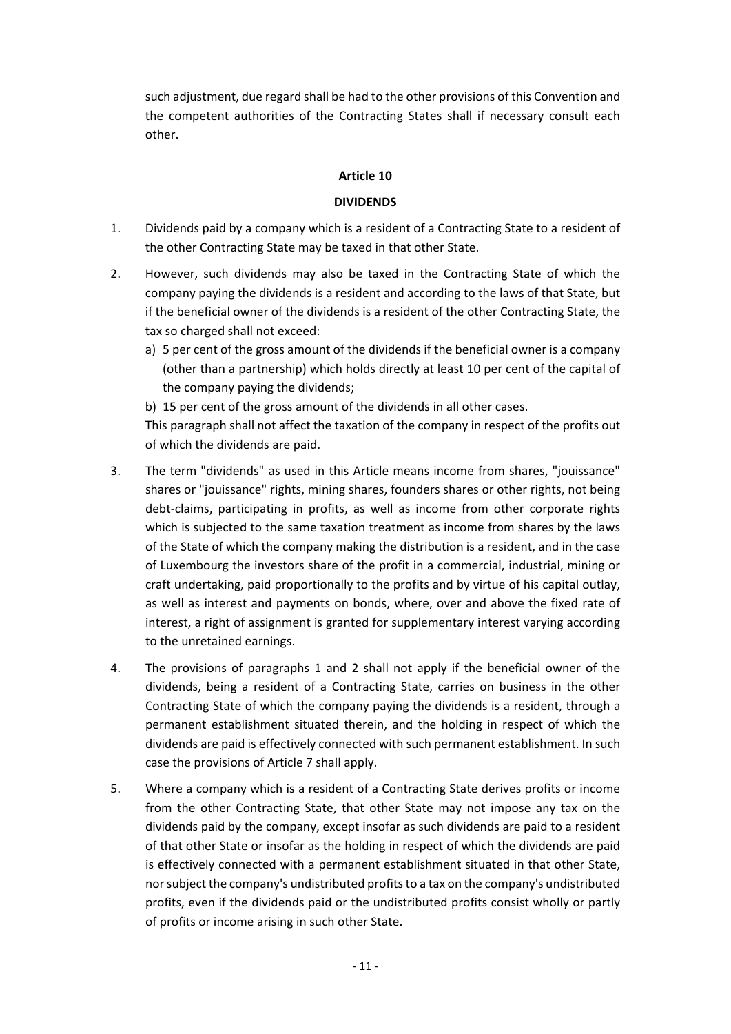such adjustment, due regard shall be had to the other provisions of this Convention and the competent authorities of the Contracting States shall if necessary consult each other.

## Article 10

## DIVIDENDS

1. Dividends paid by a company which is a resident of a Contracting State to a resident of the other Contracting State may be taxed in that other State.

2. However, such dividends may also be taxed in the Contracting State of which the company paying the dividends is a resident and according to the laws of that State, but if the beneficial owner of the dividends is a resident of the other Contracting State, the tax so charged shall not exceed:
   a) 5 per cent of the gross amount of the dividends if the beneficial owner is a company (other than a partnership) which holds directly at least 10 per cent of the capital of the company paying the dividends;
   b) 15 per cent of the gross amount of the dividends in all other cases.

   This paragraph shall not affect the taxation of the company in respect of the profits out of which the dividends are paid.

3. The term "dividends" as used in this Article means income from shares, "jouissance" shares or "jouissance" rights, mining shares, founders shares or other rights, not being debt-claims, participating in profits, as well as income from other corporate rights which is subjected to the same taxation treatment as income from shares by the laws of the State of which the company making the distribution is a resident, and in the case of Luxembourg the investors share of the profit in a commercial, industrial, mining or craft undertaking, paid proportionally to the profits and by virtue of his capital outlay, as well as interest and payments on bonds, where, over and above the fixed rate of interest, a right of assignment is granted for supplementary interest varying according to the unretained earnings.

4. The provisions of paragraphs 1 and 2 shall not apply if the beneficial owner of the dividends, being a resident of a Contracting State, carries on business in the other Contracting State of which the company paying the dividends is a resident, through a permanent establishment situated therein, and the holding in respect of which the dividends are paid is effectively connected with such permanent establishment. In such case the provisions of Article 7 shall apply.

5. Where a company which is a resident of a Contracting State derives profits or income from the other Contracting State, that other State may not impose any tax on the dividends paid by the company, except insofar as such dividends are paid to a resident of that other State or insofar as the holding in respect of which the dividends are paid is effectively connected with a permanent establishment situated in that other State, nor subject the company's undistributed profits to a tax on the company's undistributed profits, even if the dividends paid or the undistributed profits consist wholly or partly of profits or income arising in such other State.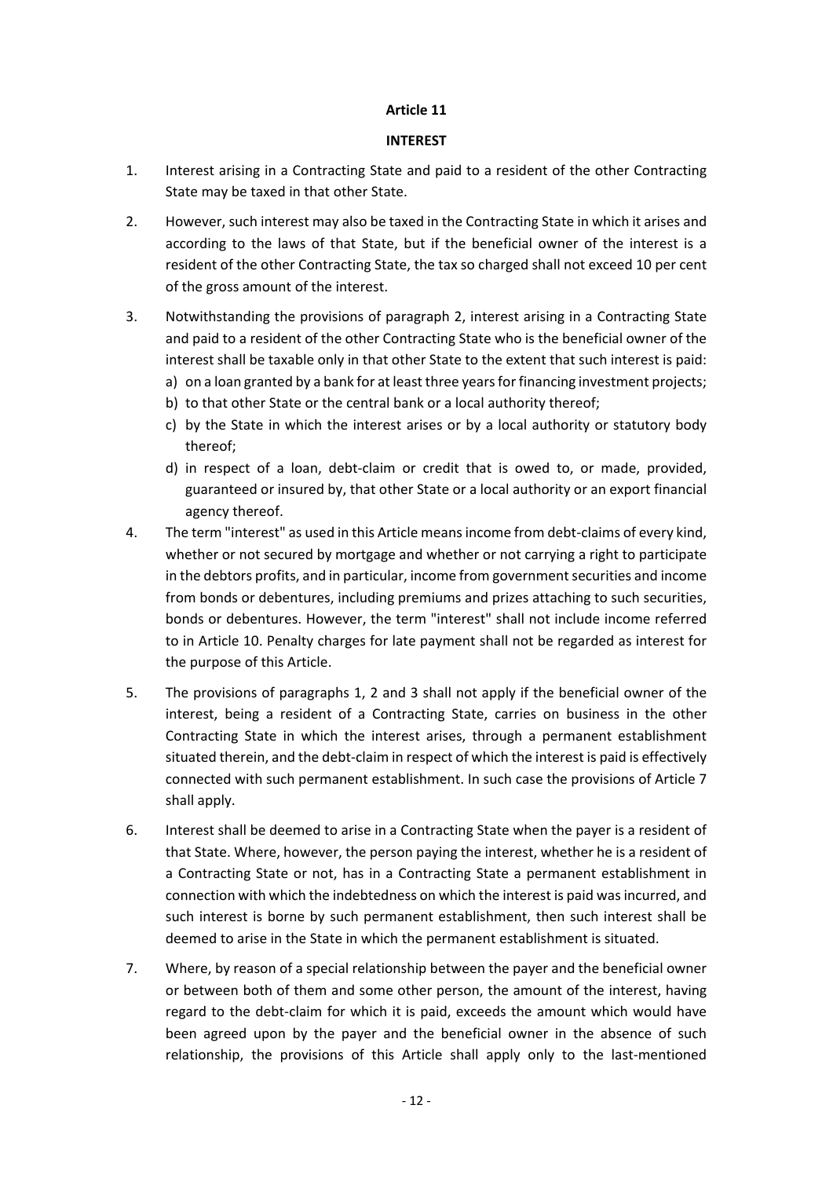## Article 11

## INTEREST

1. Interest arising in a Contracting State and paid to a resident of the other Contracting State may be taxed in that other State.

2. However, such interest may also be taxed in the Contracting State in which it arises and according to the laws of that State, but if the beneficial owner of the interest is a resident of the other Contracting State, the tax so charged shall not exceed 10 per cent of the gross amount of the interest.

3. Notwithstanding the provisions of paragraph 2, interest arising in a Contracting State and paid to a resident of the other Contracting State who is the beneficial owner of the interest shall be taxable only in that other State to the extent that such interest is paid:
   a) on a loan granted by a bank for at least three years for financing investment projects;
   b) to that other State or the central bank or a local authority thereof;
   c) by the State in which the interest arises or by a local authority or statutory body thereof;
   d) in respect of a loan, debt-claim or credit that is owed to, or made, provided, guaranteed or insured by, that other State or a local authority or an export financial agency thereof.

4. The term "interest" as used in this Article means income from debt-claims of every kind, whether or not secured by mortgage and whether or not carrying a right to participate in the debtors profits, and in particular, income from government securities and income from bonds or debentures, including premiums and prizes attaching to such securities, bonds or debentures. However, the term "interest" shall not include income referred to in Article 10. Penalty charges for late payment shall not be regarded as interest for the purpose of this Article.

5. The provisions of paragraphs 1, 2 and 3 shall not apply if the beneficial owner of the interest, being a resident of a Contracting State, carries on business in the other Contracting State in which the interest arises, through a permanent establishment situated therein, and the debt-claim in respect of which the interest is paid is effectively connected with such permanent establishment. In such case the provisions of Article 7 shall apply.

6. Interest shall be deemed to arise in a Contracting State when the payer is a resident of that State. Where, however, the person paying the interest, whether he is a resident of a Contracting State or not, has in a Contracting State a permanent establishment in connection with which the indebtedness on which the interest is paid was incurred, and such interest is borne by such permanent establishment, then such interest shall be deemed to arise in the State in which the permanent establishment is situated.

7. Where, by reason of a special relationship between the payer and the beneficial owner or between both of them and some other person, the amount of the interest, having regard to the debt-claim for which it is paid, exceeds the amount which would have been agreed upon by the payer and the beneficial owner in the absence of such relationship, the provisions of this Article shall apply only to the last-mentioned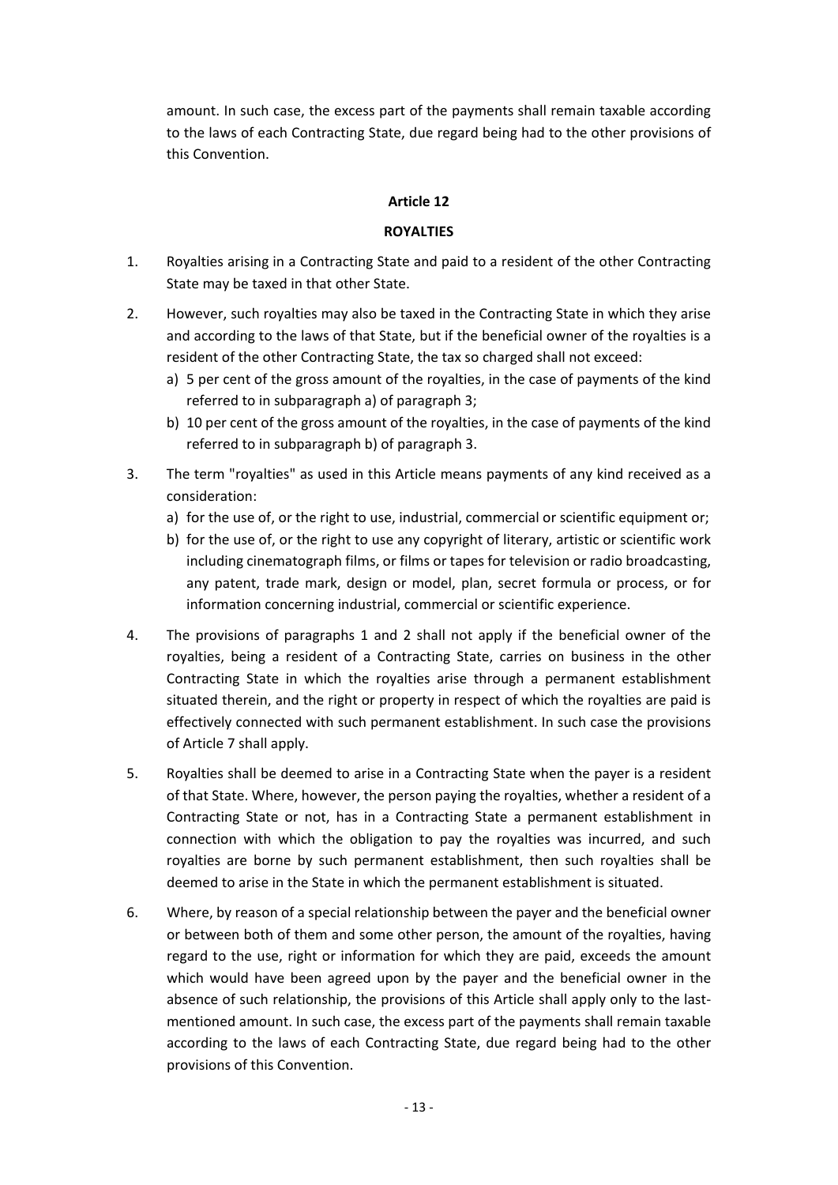amount. In such case, the excess part of the payments shall remain taxable according to the laws of each Contracting State, due regard being had to the other provisions of this Convention.

**Article 12**

**ROYALTIES**

1. Royalties arising in a Contracting State and paid to a resident of the other Contracting State may be taxed in that other State.

2. However, such royalties may also be taxed in the Contracting State in which they arise and according to the laws of that State, but if the beneficial owner of the royalties is a resident of the other Contracting State, the tax so charged shall not exceed:
   a) 5 per cent of the gross amount of the royalties, in the case of payments of the kind referred to in subparagraph a) of paragraph 3;
   b) 10 per cent of the gross amount of the royalties, in the case of payments of the kind referred to in subparagraph b) of paragraph 3.

3. The term "royalties" as used in this Article means payments of any kind received as a consideration:
   a) for the use of, or the right to use, industrial, commercial or scientific equipment or;
   b) for the use of, or the right to use any copyright of literary, artistic or scientific work including cinematograph films, or films or tapes for television or radio broadcasting, any patent, trade mark, design or model, plan, secret formula or process, or for information concerning industrial, commercial or scientific experience.

4. The provisions of paragraphs 1 and 2 shall not apply if the beneficial owner of the royalties, being a resident of a Contracting State, carries on business in the other Contracting State in which the royalties arise through a permanent establishment situated therein, and the right or property in respect of which the royalties are paid is effectively connected with such permanent establishment. In such case the provisions of Article 7 shall apply.

5. Royalties shall be deemed to arise in a Contracting State when the payer is a resident of that State. Where, however, the person paying the royalties, whether a resident of a Contracting State or not, has in a Contracting State a permanent establishment in connection with which the obligation to pay the royalties was incurred, and such royalties are borne by such permanent establishment, then such royalties shall be deemed to arise in the State in which the permanent establishment is situated.

6. Where, by reason of a special relationship between the payer and the beneficial owner or between both of them and some other person, the amount of the royalties, having regard to the use, right or information for which they are paid, exceeds the amount which would have been agreed upon by the payer and the beneficial owner in the absence of such relationship, the provisions of this Article shall apply only to the last-mentioned amount. In such case, the excess part of the payments shall remain taxable according to the laws of each Contracting State, due regard being had to the other provisions of this Convention.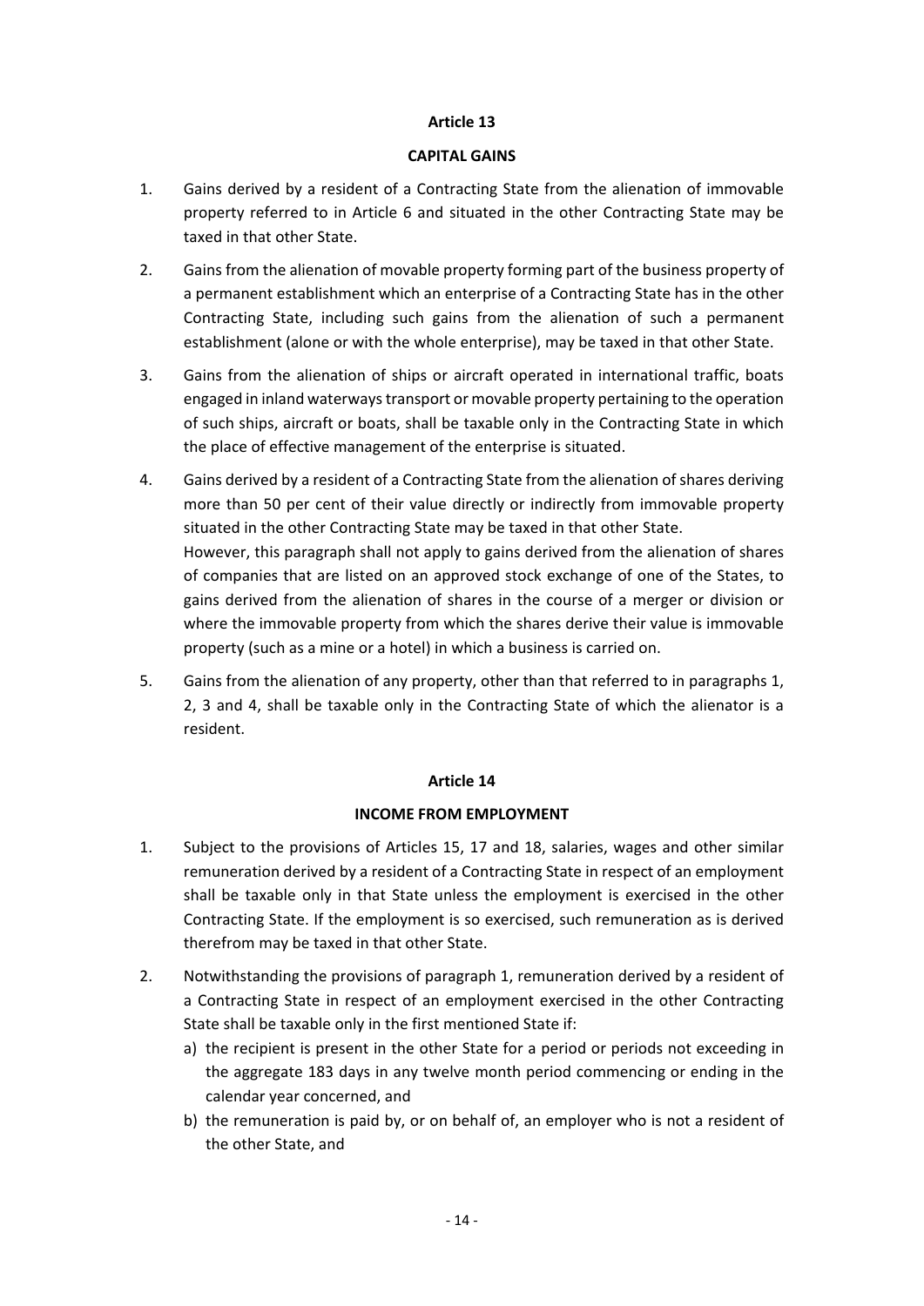## Article 13

### CAPITAL GAINS

1. Gains derived by a resident of a Contracting State from the alienation of immovable property referred to in Article 6 and situated in the other Contracting State may be taxed in that other State.

2. Gains from the alienation of movable property forming part of the business property of a permanent establishment which an enterprise of a Contracting State has in the other Contracting State, including such gains from the alienation of such a permanent establishment (alone or with the whole enterprise), may be taxed in that other State.

3. Gains from the alienation of ships or aircraft operated in international traffic, boats engaged in inland waterways transport or movable property pertaining to the operation of such ships, aircraft or boats, shall be taxable only in the Contracting State in which the place of effective management of the enterprise is situated.

4. Gains derived by a resident of a Contracting State from the alienation of shares deriving more than 50 per cent of their value directly or indirectly from immovable property situated in the other Contracting State may be taxed in that other State.
   However, this paragraph shall not apply to gains derived from the alienation of shares of companies that are listed on an approved stock exchange of one of the States, to gains derived from the alienation of shares in the course of a merger or division or where the immovable property from which the shares derive their value is immovable property (such as a mine or a hotel) in which a business is carried on.

5. Gains from the alienation of any property, other than that referred to in paragraphs 1, 2, 3 and 4, shall be taxable only in the Contracting State of which the alienator is a resident.

## Article 14

### INCOME FROM EMPLOYMENT

1. Subject to the provisions of Articles 15, 17 and 18, salaries, wages and other similar remuneration derived by a resident of a Contracting State in respect of an employment shall be taxable only in that State unless the employment is exercised in the other Contracting State. If the employment is so exercised, such remuneration as is derived therefrom may be taxed in that other State.

2. Notwithstanding the provisions of paragraph 1, remuneration derived by a resident of a Contracting State in respect of an employment exercised in the other Contracting State shall be taxable only in the first mentioned State if:
   a) the recipient is present in the other State for a period or periods not exceeding in the aggregate 183 days in any twelve month period commencing or ending in the calendar year concerned, and
   b) the remuneration is paid by, or on behalf of, an employer who is not a resident of the other State, and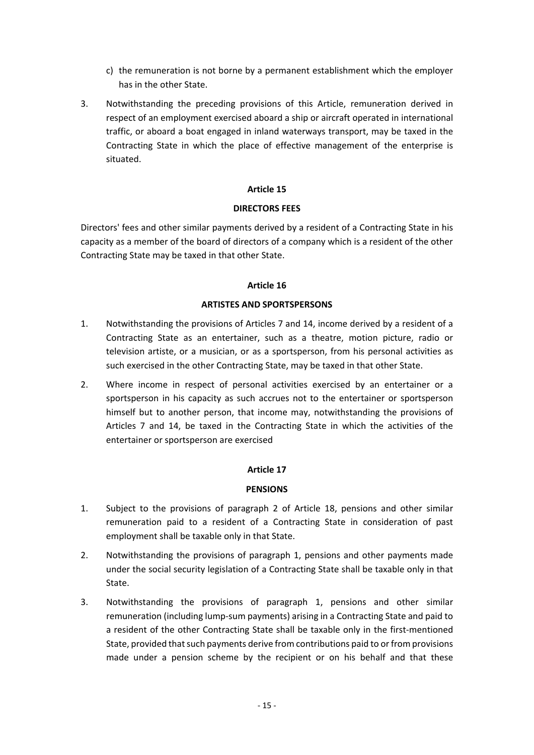c) the remuneration is not borne by a permanent establishment which the employer has in the other State.

3. Notwithstanding the preceding provisions of this Article, remuneration derived in respect of an employment exercised aboard a ship or aircraft operated in international traffic, or aboard a boat engaged in inland waterways transport, may be taxed in the Contracting State in which the place of effective management of the enterprise is situated.

### Article 15

### DIRECTORS FEES

Directors' fees and other similar payments derived by a resident of a Contracting State in his capacity as a member of the board of directors of a company which is a resident of the other Contracting State may be taxed in that other State.

### Article 16

### ARTISTES AND SPORTSPERSONS

1. Notwithstanding the provisions of Articles 7 and 14, income derived by a resident of a Contracting State as an entertainer, such as a theatre, motion picture, radio or television artiste, or a musician, or as a sportsperson, from his personal activities as such exercised in the other Contracting State, may be taxed in that other State.

2. Where income in respect of personal activities exercised by an entertainer or a sportsperson in his capacity as such accrues not to the entertainer or sportsperson himself but to another person, that income may, notwithstanding the provisions of Articles 7 and 14, be taxed in the Contracting State in which the activities of the entertainer or sportsperson are exercised

### Article 17

### PENSIONS

1. Subject to the provisions of paragraph 2 of Article 18, pensions and other similar remuneration paid to a resident of a Contracting State in consideration of past employment shall be taxable only in that State.

2. Notwithstanding the provisions of paragraph 1, pensions and other payments made under the social security legislation of a Contracting State shall be taxable only in that State.

3. Notwithstanding the provisions of paragraph 1, pensions and other similar remuneration (including lump-sum payments) arising in a Contracting State and paid to a resident of the other Contracting State shall be taxable only in the first-mentioned State, provided that such payments derive from contributions paid to or from provisions made under a pension scheme by the recipient or on his behalf and that these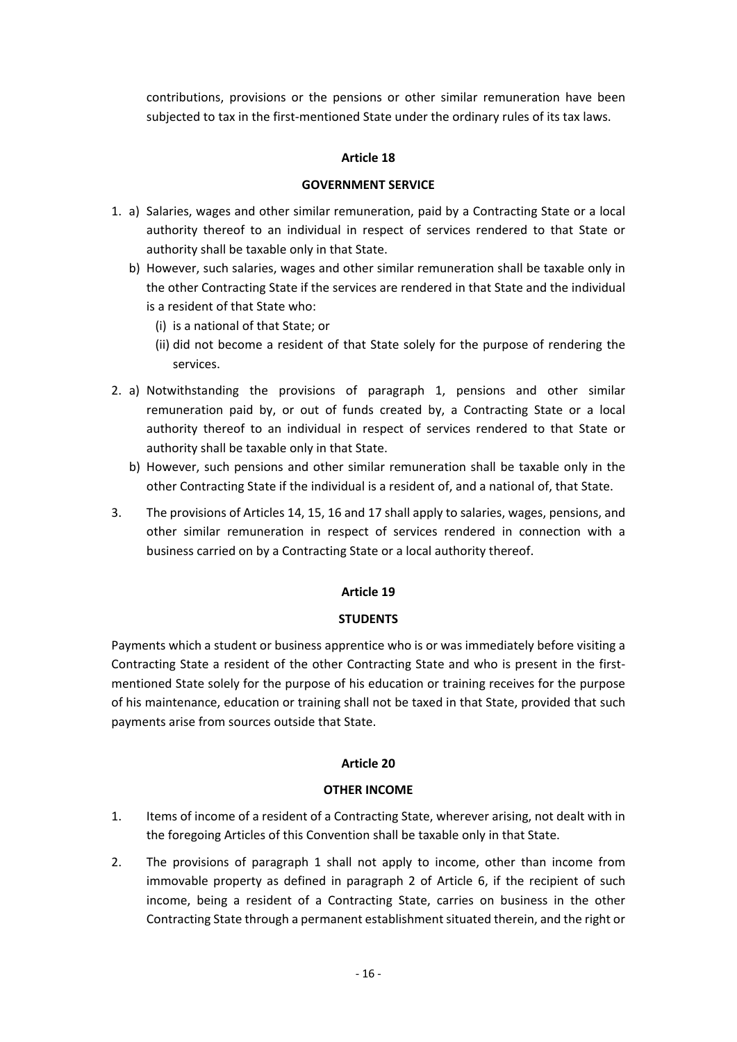contributions, provisions or the pensions or other similar remuneration have been subjected to tax in the first-mentioned State under the ordinary rules of its tax laws.

**Article 18**

**GOVERNMENT SERVICE**

1. a) Salaries, wages and other similar remuneration, paid by a Contracting State or a local authority thereof to an individual in respect of services rendered to that State or authority shall be taxable only in that State.

   b) However, such salaries, wages and other similar remuneration shall be taxable only in the other Contracting State if the services are rendered in that State and the individual is a resident of that State who:

      (i) is a national of that State; or

      (ii) did not become a resident of that State solely for the purpose of rendering the services.

2. a) Notwithstanding the provisions of paragraph 1, pensions and other similar remuneration paid by, or out of funds created by, a Contracting State or a local authority thereof to an individual in respect of services rendered to that State or authority shall be taxable only in that State.

   b) However, such pensions and other similar remuneration shall be taxable only in the other Contracting State if the individual is a resident of, and a national of, that State.

3. The provisions of Articles 14, 15, 16 and 17 shall apply to salaries, wages, pensions, and other similar remuneration in respect of services rendered in connection with a business carried on by a Contracting State or a local authority thereof.

**Article 19**

**STUDENTS**

Payments which a student or business apprentice who is or was immediately before visiting a Contracting State a resident of the other Contracting State and who is present in the first-mentioned State solely for the purpose of his education or training receives for the purpose of his maintenance, education or training shall not be taxed in that State, provided that such payments arise from sources outside that State.

**Article 20**

**OTHER INCOME**

1. Items of income of a resident of a Contracting State, wherever arising, not dealt with in the foregoing Articles of this Convention shall be taxable only in that State.

2. The provisions of paragraph 1 shall not apply to income, other than income from immovable property as defined in paragraph 2 of Article 6, if the recipient of such income, being a resident of a Contracting State, carries on business in the other Contracting State through a permanent establishment situated therein, and the right or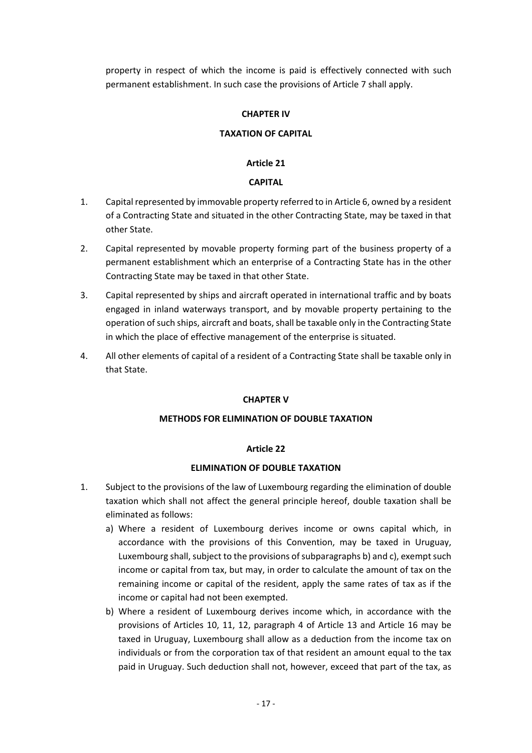property in respect of which the income is paid is effectively connected with such permanent establishment. In such case the provisions of Article 7 shall apply.

## CHAPTER IV

## TAXATION OF CAPITAL

### Article 21

### CAPITAL

1. Capital represented by immovable property referred to in Article 6, owned by a resident of a Contracting State and situated in the other Contracting State, may be taxed in that other State.
2. Capital represented by movable property forming part of the business property of a permanent establishment which an enterprise of a Contracting State has in the other Contracting State may be taxed in that other State.
3. Capital represented by ships and aircraft operated in international traffic and by boats engaged in inland waterways transport, and by movable property pertaining to the operation of such ships, aircraft and boats, shall be taxable only in the Contracting State in which the place of effective management of the enterprise is situated.
4. All other elements of capital of a resident of a Contracting State shall be taxable only in that State.

## CHAPTER V

## METHODS FOR ELIMINATION OF DOUBLE TAXATION

### Article 22

### ELIMINATION OF DOUBLE TAXATION

1. Subject to the provisions of the law of Luxembourg regarding the elimination of double taxation which shall not affect the general principle hereof, double taxation shall be eliminated as follows:
   a) Where a resident of Luxembourg derives income or owns capital which, in accordance with the provisions of this Convention, may be taxed in Uruguay, Luxembourg shall, subject to the provisions of subparagraphs b) and c), exempt such income or capital from tax, but may, in order to calculate the amount of tax on the remaining income or capital of the resident, apply the same rates of tax as if the income or capital had not been exempted.
   b) Where a resident of Luxembourg derives income which, in accordance with the provisions of Articles 10, 11, 12, paragraph 4 of Article 13 and Article 16 may be taxed in Uruguay, Luxembourg shall allow as a deduction from the income tax on individuals or from the corporation tax of that resident an amount equal to the tax paid in Uruguay. Such deduction shall not, however, exceed that part of the tax, as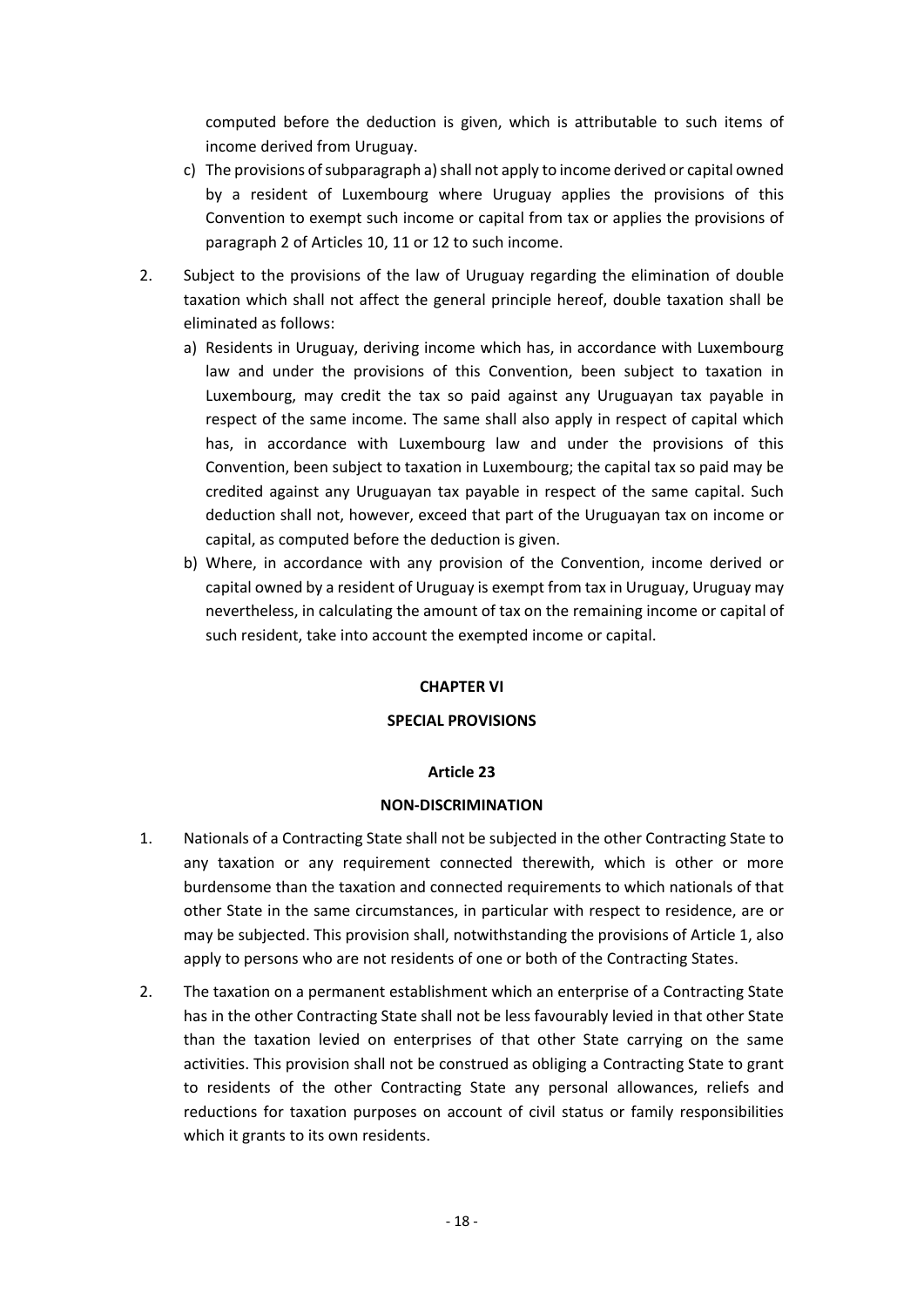computed before the deduction is given, which is attributable to such items of income derived from Uruguay.

c) The provisions of subparagraph a) shall not apply to income derived or capital owned by a resident of Luxembourg where Uruguay applies the provisions of this Convention to exempt such income or capital from tax or applies the provisions of paragraph 2 of Articles 10, 11 or 12 to such income.

2. Subject to the provisions of the law of Uruguay regarding the elimination of double taxation which shall not affect the general principle hereof, double taxation shall be eliminated as follows:

   a) Residents in Uruguay, deriving income which has, in accordance with Luxembourg law and under the provisions of this Convention, been subject to taxation in Luxembourg, may credit the tax so paid against any Uruguayan tax payable in respect of the same income. The same shall also apply in respect of capital which has, in accordance with Luxembourg law and under the provisions of this Convention, been subject to taxation in Luxembourg; the capital tax so paid may be credited against any Uruguayan tax payable in respect of the same capital. Such deduction shall not, however, exceed that part of the Uruguayan tax on income or capital, as computed before the deduction is given.

   b) Where, in accordance with any provision of the Convention, income derived or capital owned by a resident of Uruguay is exempt from tax in Uruguay, Uruguay may nevertheless, in calculating the amount of tax on the remaining income or capital of such resident, take into account the exempted income or capital.

## CHAPTER VI

## SPECIAL PROVISIONS

### Article 23

### NON-DISCRIMINATION

1. Nationals of a Contracting State shall not be subjected in the other Contracting State to any taxation or any requirement connected therewith, which is other or more burdensome than the taxation and connected requirements to which nationals of that other State in the same circumstances, in particular with respect to residence, are or may be subjected. This provision shall, notwithstanding the provisions of Article 1, also apply to persons who are not residents of one or both of the Contracting States.

2. The taxation on a permanent establishment which an enterprise of a Contracting State has in the other Contracting State shall not be less favourably levied in that other State than the taxation levied on enterprises of that other State carrying on the same activities. This provision shall not be construed as obliging a Contracting State to grant to residents of the other Contracting State any personal allowances, reliefs and reductions for taxation purposes on account of civil status or family responsibilities which it grants to its own residents.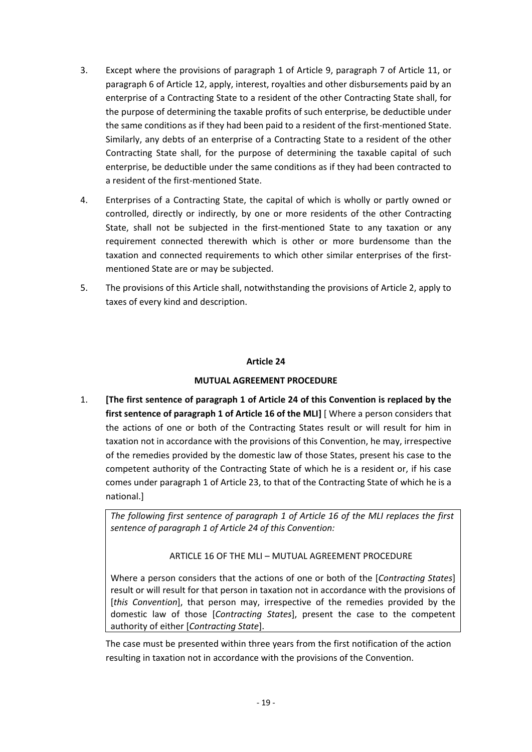3. Except where the provisions of paragraph 1 of Article 9, paragraph 7 of Article 11, or paragraph 6 of Article 12, apply, interest, royalties and other disbursements paid by an enterprise of a Contracting State to a resident of the other Contracting State shall, for the purpose of determining the taxable profits of such enterprise, be deductible under the same conditions as if they had been paid to a resident of the first-mentioned State. Similarly, any debts of an enterprise of a Contracting State to a resident of the other Contracting State shall, for the purpose of determining the taxable capital of such enterprise, be deductible under the same conditions as if they had been contracted to a resident of the first-mentioned State.

4. Enterprises of a Contracting State, the capital of which is wholly or partly owned or controlled, directly or indirectly, by one or more residents of the other Contracting State, shall not be subjected in the first-mentioned State to any taxation or any requirement connected therewith which is other or more burdensome than the taxation and connected requirements to which other similar enterprises of the first-mentioned State are or may be subjected.

5. The provisions of this Article shall, notwithstanding the provisions of Article 2, apply to taxes of every kind and description.

**Article 24**

**MUTUAL AGREEMENT PROCEDURE**

1. **[The first sentence of paragraph 1 of Article 24 of this Convention is replaced by the first sentence of paragraph 1 of Article 16 of the MLI]** [ Where a person considers that the actions of one or both of the Contracting States result or will result for him in taxation not in accordance with the provisions of this Convention, he may, irrespective of the remedies provided by the domestic law of those States, present his case to the competent authority of the Contracting State of which he is a resident or, if his case comes under paragraph 1 of Article 23, to that of the Contracting State of which he is a national.]

*The following first sentence of paragraph 1 of Article 16 of the MLI replaces the first sentence of paragraph 1 of Article 24 of this Convention:*

ARTICLE 16 OF THE MLI – MUTUAL AGREEMENT PROCEDURE

Where a person considers that the actions of one or both of the [*Contracting States*] result or will result for that person in taxation not in accordance with the provisions of [*this Convention*], that person may, irrespective of the remedies provided by the domestic law of those [*Contracting States*], present the case to the competent authority of either [*Contracting State*].

The case must be presented within three years from the first notification of the action resulting in taxation not in accordance with the provisions of the Convention.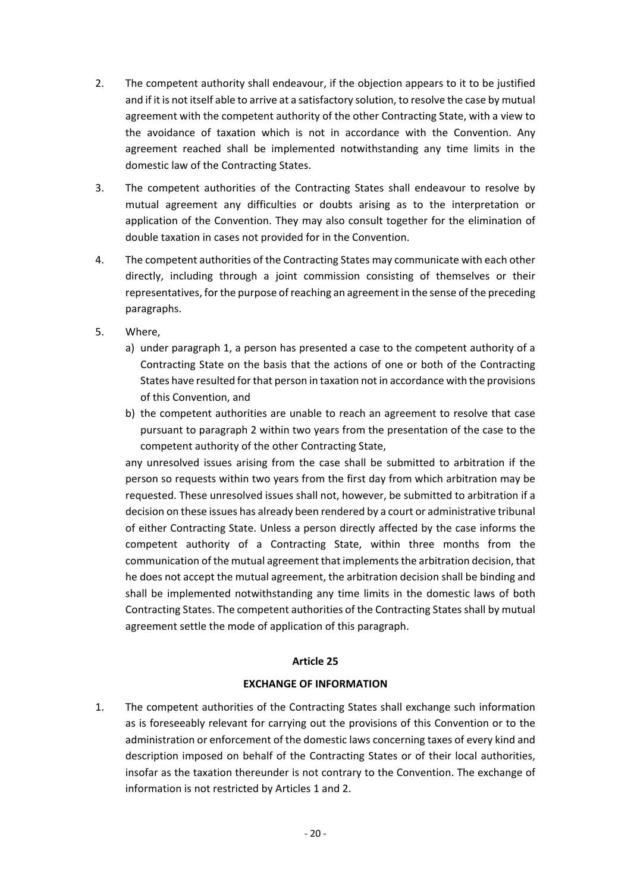2. The competent authority shall endeavour, if the objection appears to it to be justified and if it is not itself able to arrive at a satisfactory solution, to resolve the case by mutual agreement with the competent authority of the other Contracting State, with a view to the avoidance of taxation which is not in accordance with the Convention. Any agreement reached shall be implemented notwithstanding any time limits in the domestic law of the Contracting States.

3. The competent authorities of the Contracting States shall endeavour to resolve by mutual agreement any difficulties or doubts arising as to the interpretation or application of the Convention. They may also consult together for the elimination of double taxation in cases not provided for in the Convention.

4. The competent authorities of the Contracting States may communicate with each other directly, including through a joint commission consisting of themselves or their representatives, for the purpose of reaching an agreement in the sense of the preceding paragraphs.

5. Where,

   a) under paragraph 1, a person has presented a case to the competent authority of a Contracting State on the basis that the actions of one or both of the Contracting States have resulted for that person in taxation not in accordance with the provisions of this Convention, and

   b) the competent authorities are unable to reach an agreement to resolve that case pursuant to paragraph 2 within two years from the presentation of the case to the competent authority of the other Contracting State,

   any unresolved issues arising from the case shall be submitted to arbitration if the person so requests within two years from the first day from which arbitration may be requested. These unresolved issues shall not, however, be submitted to arbitration if a decision on these issues has already been rendered by a court or administrative tribunal of either Contracting State. Unless a person directly affected by the case informs the competent authority of a Contracting State, within three months from the communication of the mutual agreement that implements the arbitration decision, that he does not accept the mutual agreement, the arbitration decision shall be binding and shall be implemented notwithstanding any time limits in the domestic laws of both Contracting States. The competent authorities of the Contracting States shall by mutual agreement settle the mode of application of this paragraph.

## Article 25

## EXCHANGE OF INFORMATION

1. The competent authorities of the Contracting States shall exchange such information as is foreseeably relevant for carrying out the provisions of this Convention or to the administration or enforcement of the domestic laws concerning taxes of every kind and description imposed on behalf of the Contracting States or of their local authorities, insofar as the taxation thereunder is not contrary to the Convention. The exchange of information is not restricted by Articles 1 and 2.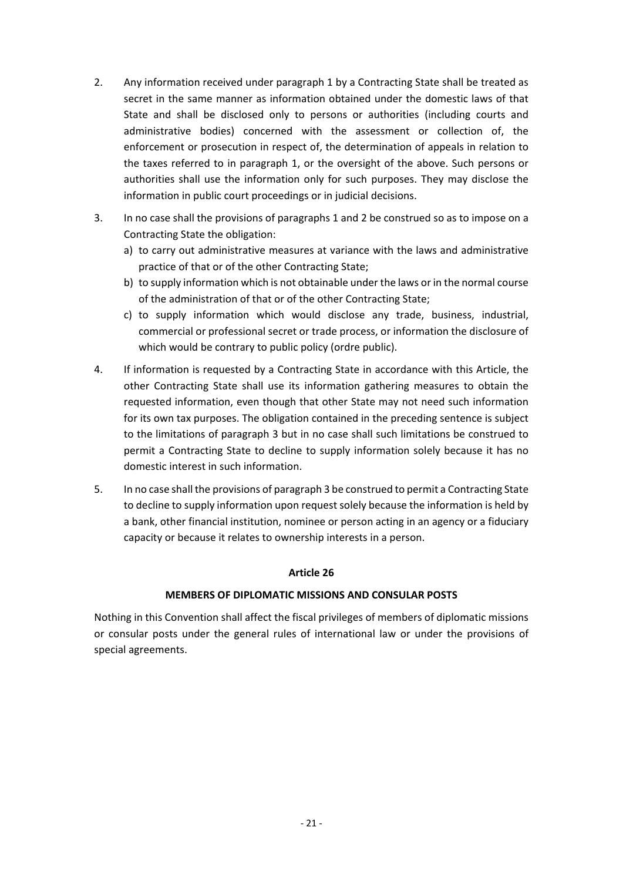2. Any information received under paragraph 1 by a Contracting State shall be treated as secret in the same manner as information obtained under the domestic laws of that State and shall be disclosed only to persons or authorities (including courts and administrative bodies) concerned with the assessment or collection of, the enforcement or prosecution in respect of, the determination of appeals in relation to the taxes referred to in paragraph 1, or the oversight of the above. Such persons or authorities shall use the information only for such purposes. They may disclose the information in public court proceedings or in judicial decisions.

3. In no case shall the provisions of paragraphs 1 and 2 be construed so as to impose on a Contracting State the obligation:
   a) to carry out administrative measures at variance with the laws and administrative practice of that or of the other Contracting State;
   b) to supply information which is not obtainable under the laws or in the normal course of the administration of that or of the other Contracting State;
   c) to supply information which would disclose any trade, business, industrial, commercial or professional secret or trade process, or information the disclosure of which would be contrary to public policy (ordre public).

4. If information is requested by a Contracting State in accordance with this Article, the other Contracting State shall use its information gathering measures to obtain the requested information, even though that other State may not need such information for its own tax purposes. The obligation contained in the preceding sentence is subject to the limitations of paragraph 3 but in no case shall such limitations be construed to permit a Contracting State to decline to supply information solely because it has no domestic interest in such information.

5. In no case shall the provisions of paragraph 3 be construed to permit a Contracting State to decline to supply information upon request solely because the information is held by a bank, other financial institution, nominee or person acting in an agency or a fiduciary capacity or because it relates to ownership interests in a person.

## Article 26

## MEMBERS OF DIPLOMATIC MISSIONS AND CONSULAR POSTS

Nothing in this Convention shall affect the fiscal privileges of members of diplomatic missions or consular posts under the general rules of international law or under the provisions of special agreements.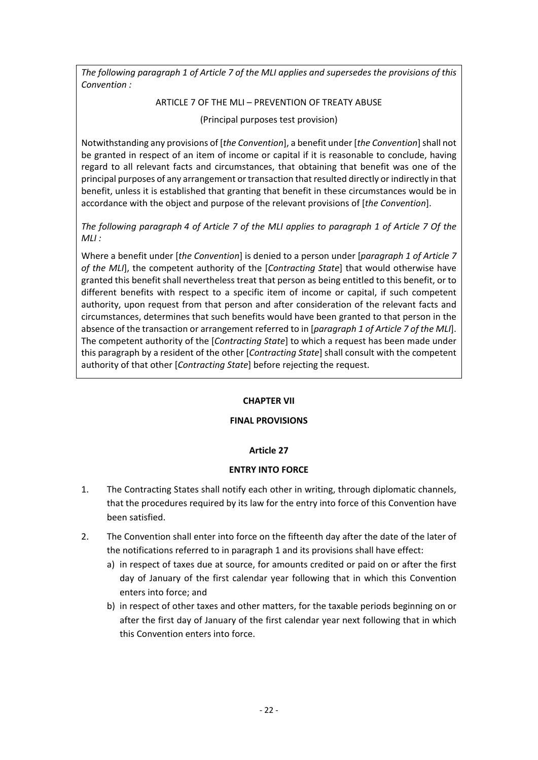*The following paragraph 1 of Article 7 of the MLI applies and supersedes the provisions of this Convention :*

ARTICLE 7 OF THE MLI – PREVENTION OF TREATY ABUSE

(Principal purposes test provision)

Notwithstanding any provisions of [*the Convention*], a benefit under [*the Convention*] shall not be granted in respect of an item of income or capital if it is reasonable to conclude, having regard to all relevant facts and circumstances, that obtaining that benefit was one of the principal purposes of any arrangement or transaction that resulted directly or indirectly in that benefit, unless it is established that granting that benefit in these circumstances would be in accordance with the object and purpose of the relevant provisions of [*the Convention*].

*The following paragraph 4 of Article 7 of the MLI applies to paragraph 1 of Article 7 Of the MLI :*

Where a benefit under [*the Convention*] is denied to a person under [*paragraph 1 of Article 7 of the MLI*], the competent authority of the [*Contracting State*] that would otherwise have granted this benefit shall nevertheless treat that person as being entitled to this benefit, or to different benefits with respect to a specific item of income or capital, if such competent authority, upon request from that person and after consideration of the relevant facts and circumstances, determines that such benefits would have been granted to that person in the absence of the transaction or arrangement referred to in [*paragraph 1 of Article 7 of the MLI*]. The competent authority of the [*Contracting State*] to which a request has been made under this paragraph by a resident of the other [*Contracting State*] shall consult with the competent authority of that other [*Contracting State*] before rejecting the request.

## CHAPTER VII

## FINAL PROVISIONS

### Article 27

### ENTRY INTO FORCE

1. The Contracting States shall notify each other in writing, through diplomatic channels, that the procedures required by its law for the entry into force of this Convention have been satisfied.

2. The Convention shall enter into force on the fifteenth day after the date of the later of the notifications referred to in paragraph 1 and its provisions shall have effect:
   a) in respect of taxes due at source, for amounts credited or paid on or after the first day of January of the first calendar year following that in which this Convention enters into force; and
   b) in respect of other taxes and other matters, for the taxable periods beginning on or after the first day of January of the first calendar year next following that in which this Convention enters into force.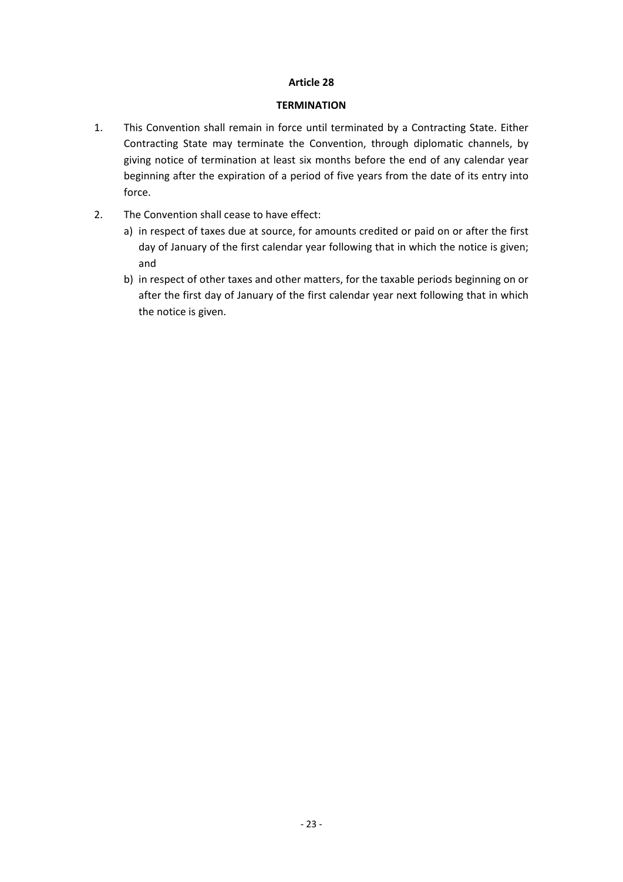## Article 28

### TERMINATION

1. This Convention shall remain in force until terminated by a Contracting State. Either Contracting State may terminate the Convention, through diplomatic channels, by giving notice of termination at least six months before the end of any calendar year beginning after the expiration of a period of five years from the date of its entry into force.

2. The Convention shall cease to have effect:
   a) in respect of taxes due at source, for amounts credited or paid on or after the first day of January of the first calendar year following that in which the notice is given; and
   b) in respect of other taxes and other matters, for the taxable periods beginning on or after the first day of January of the first calendar year next following that in which the notice is given.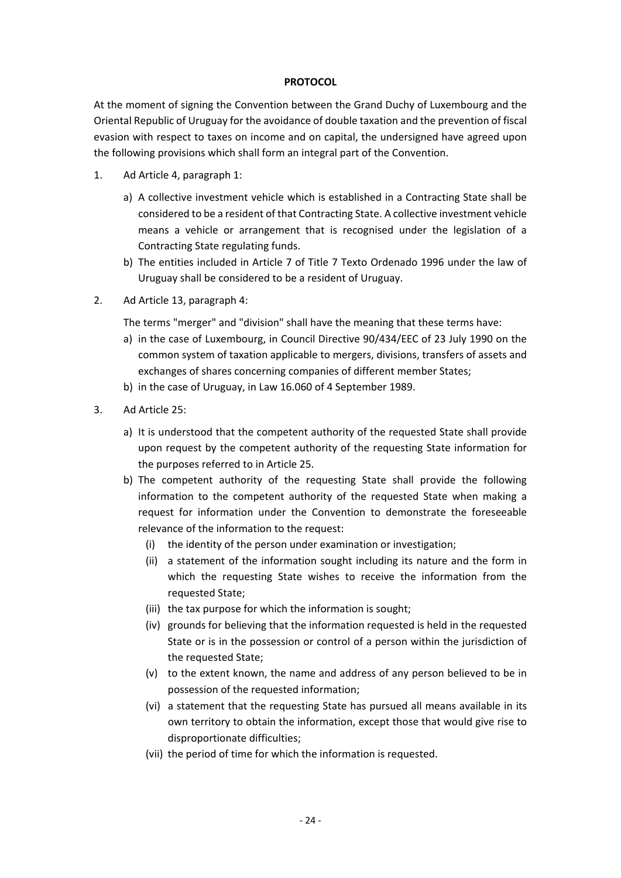**PROTOCOL**

At the moment of signing the Convention between the Grand Duchy of Luxembourg and the Oriental Republic of Uruguay for the avoidance of double taxation and the prevention of fiscal evasion with respect to taxes on income and on capital, the undersigned have agreed upon the following provisions which shall form an integral part of the Convention.

1. Ad Article 4, paragraph 1:

   a) A collective investment vehicle which is established in a Contracting State shall be considered to be a resident of that Contracting State. A collective investment vehicle means a vehicle or arrangement that is recognised under the legislation of a Contracting State regulating funds.

   b) The entities included in Article 7 of Title 7 Texto Ordenado 1996 under the law of Uruguay shall be considered to be a resident of Uruguay.

2. Ad Article 13, paragraph 4:

   The terms "merger" and "division" shall have the meaning that these terms have:

   a) in the case of Luxembourg, in Council Directive 90/434/EEC of 23 July 1990 on the common system of taxation applicable to mergers, divisions, transfers of assets and exchanges of shares concerning companies of different member States;

   b) in the case of Uruguay, in Law 16.060 of 4 September 1989.

3. Ad Article 25:

   a) It is understood that the competent authority of the requested State shall provide upon request by the competent authority of the requesting State information for the purposes referred to in Article 25.

   b) The competent authority of the requesting State shall provide the following information to the competent authority of the requested State when making a request for information under the Convention to demonstrate the foreseeable relevance of the information to the request:

      (i) the identity of the person under examination or investigation;

      (ii) a statement of the information sought including its nature and the form in which the requesting State wishes to receive the information from the requested State;

      (iii) the tax purpose for which the information is sought;

      (iv) grounds for believing that the information requested is held in the requested State or is in the possession or control of a person within the jurisdiction of the requested State;

      (v) to the extent known, the name and address of any person believed to be in possession of the requested information;

      (vi) a statement that the requesting State has pursued all means available in its own territory to obtain the information, except those that would give rise to disproportionate difficulties;

      (vii) the period of time for which the information is requested.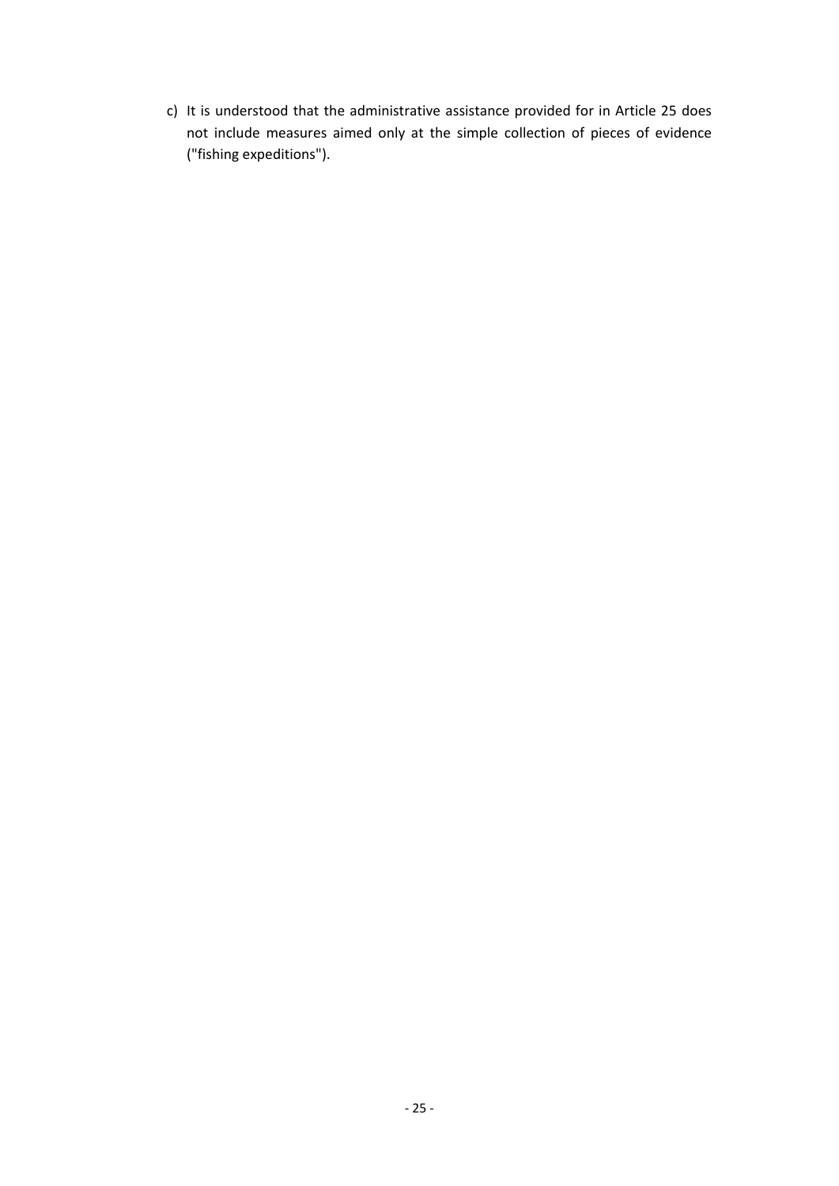c) It is understood that the administrative assistance provided for in Article 25 does not include measures aimed only at the simple collection of pieces of evidence ("fishing expeditions").